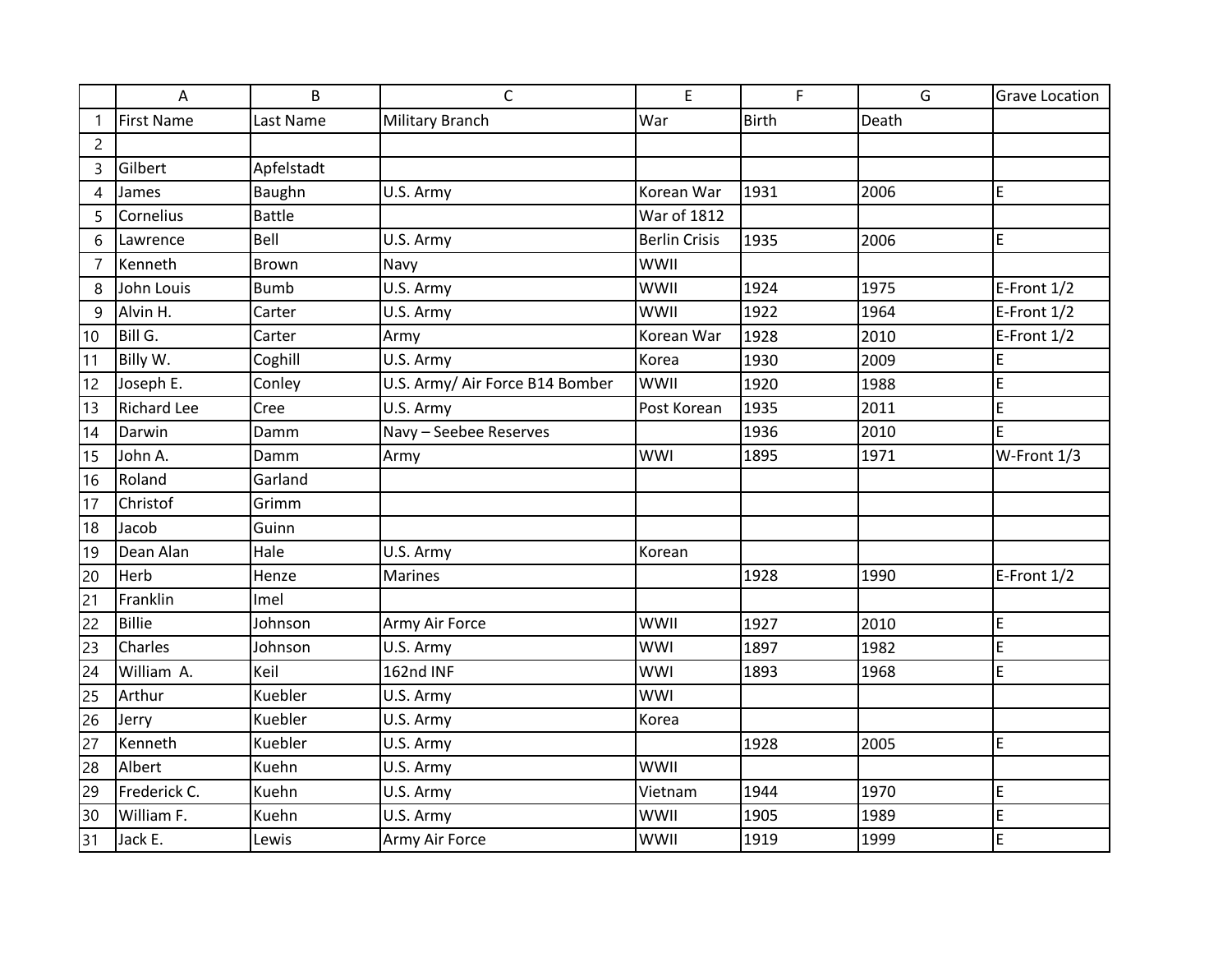|  | A | B | C | E | F | G | Grave Location |
|---|---|---|---|---|---|---|---|
| 1 | First Name | Last Name | Military Branch | War | Birth | Death |  |
| 2 |  |  |  |  |  |  |  |
| 3 | Gilbert | Apfelstadt |  |  |  |  |  |
| 4 | James | Baughn | U.S. Army | Korean War | 1931 | 2006 | E |
| 5 | Cornelius | Battle |  | War of 1812 |  |  |  |
| 6 | Lawrence | Bell | U.S. Army | Berlin Crisis | 1935 | 2006 | E |
| 7 | Kenneth | Brown | Navy | WWII |  |  |  |
| 8 | John Louis | Bumb | U.S. Army | WWII | 1924 | 1975 | E-Front 1/2 |
| 9 | Alvin H. | Carter | U.S. Army | WWII | 1922 | 1964 | E-Front 1/2 |
| 10 | Bill G. | Carter | Army | Korean War | 1928 | 2010 | E-Front 1/2 |
| 11 | Billy W. | Coghill | U.S. Army | Korea | 1930 | 2009 | E |
| 12 | Joseph E. | Conley | U.S. Army/ Air Force B14 Bomber | WWII | 1920 | 1988 | E |
| 13 | Richard Lee | Cree | U.S. Army | Post Korean | 1935 | 2011 | E |
| 14 | Darwin | Damm | Navy – Seebee Reserves |  | 1936 | 2010 | E |
| 15 | John A. | Damm | Army | WWI | 1895 | 1971 | W-Front 1/3 |
| 16 | Roland | Garland |  |  |  |  |  |
| 17 | Christof | Grimm |  |  |  |  |  |
| 18 | Jacob | Guinn |  |  |  |  |  |
| 19 | Dean Alan | Hale | U.S. Army | Korean |  |  |  |
| 20 | Herb | Henze | Marines |  | 1928 | 1990 | E-Front 1/2 |
| 21 | Franklin | Imel |  |  |  |  |  |
| 22 | Billie | Johnson | Army Air Force | WWII | 1927 | 2010 | E |
| 23 | Charles | Johnson | U.S. Army | WWI | 1897 | 1982 | E |
| 24 | William A. | Keil | 162nd INF | WWI | 1893 | 1968 | E |
| 25 | Arthur | Kuebler | U.S. Army | WWI |  |  |  |
| 26 | Jerry | Kuebler | U.S. Army | Korea |  |  |  |
| 27 | Kenneth | Kuebler | U.S. Army |  | 1928 | 2005 | E |
| 28 | Albert | Kuehn | U.S. Army | WWII |  |  |  |
| 29 | Frederick C. | Kuehn | U.S. Army | Vietnam | 1944 | 1970 | E |
| 30 | William F. | Kuehn | U.S. Army | WWII | 1905 | 1989 | E |
| 31 | Jack E. | Lewis | Army Air Force | WWII | 1919 | 1999 | E |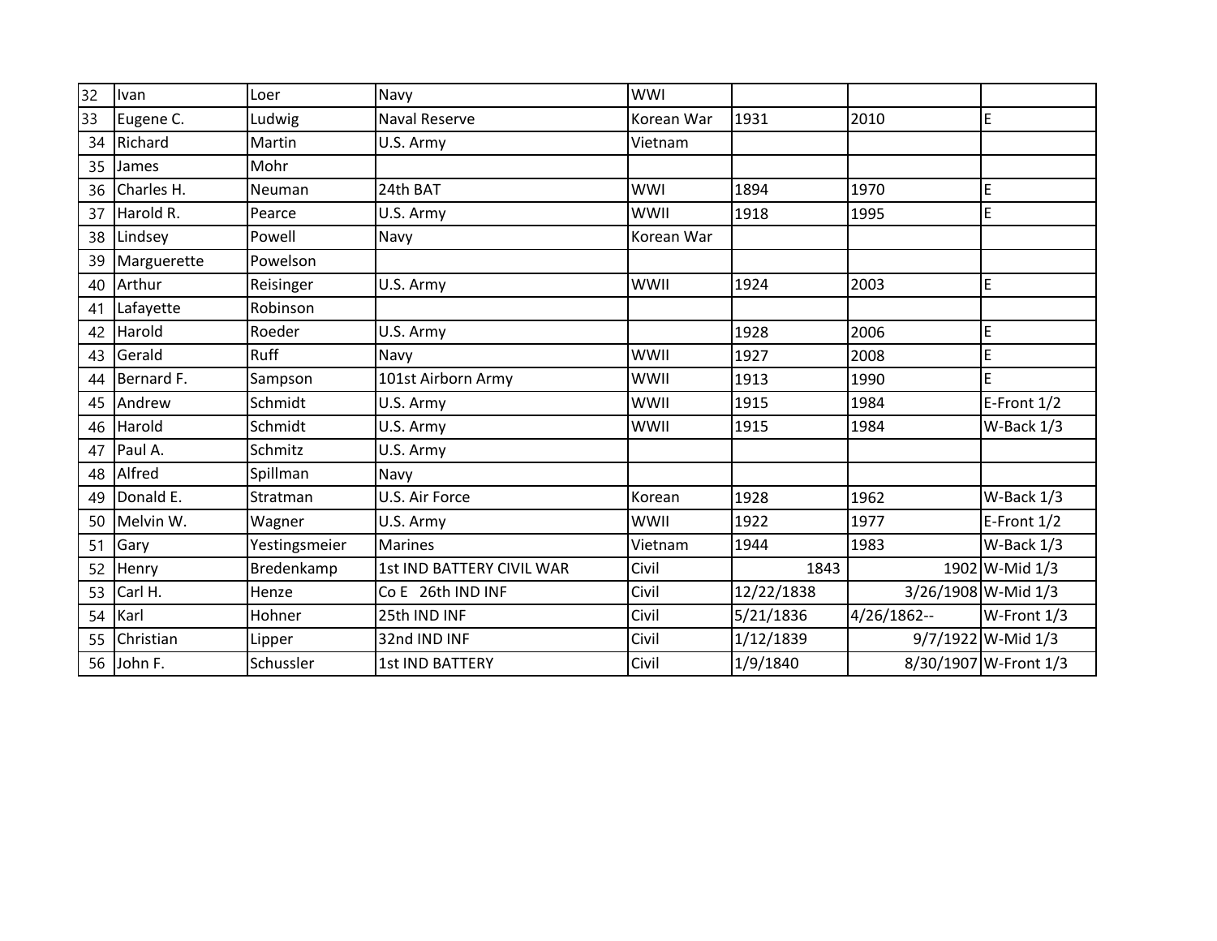| | | | | | | | |
|---|---|---|---|---|---|---|---|
| 32 | Ivan | Loer | Navy | WWI | | | |
| 33 | Eugene C. | Ludwig | Naval Reserve | Korean War | 1931 | 2010 | E |
| 34 | Richard | Martin | U.S. Army | Vietnam | | | |
| 35 | James | Mohr | | | | | |
| 36 | Charles H. | Neuman | 24th BAT | WWI | 1894 | 1970 | E |
| 37 | Harold R. | Pearce | U.S. Army | WWII | 1918 | 1995 | E |
| 38 | Lindsey | Powell | Navy | Korean War | | | |
| 39 | Marguerette | Powelson | | | | | |
| 40 | Arthur | Reisinger | U.S. Army | WWII | 1924 | 2003 | E |
| 41 | Lafayette | Robinson | | | | | |
| 42 | Harold | Roeder | U.S. Army | | 1928 | 2006 | E |
| 43 | Gerald | Ruff | Navy | WWII | 1927 | 2008 | E |
| 44 | Bernard F. | Sampson | 101st Airborn Army | WWII | 1913 | 1990 | E |
| 45 | Andrew | Schmidt | U.S. Army | WWII | 1915 | 1984 | E-Front 1/2 |
| 46 | Harold | Schmidt | U.S. Army | WWII | 1915 | 1984 | W-Back 1/3 |
| 47 | Paul A. | Schmitz | U.S. Army | | | | |
| 48 | Alfred | Spillman | Navy | | | | |
| 49 | Donald E. | Stratman | U.S. Air Force | Korean | 1928 | 1962 | W-Back 1/3 |
| 50 | Melvin W. | Wagner | U.S. Army | WWII | 1922 | 1977 | E-Front 1/2 |
| 51 | Gary | Yestingsmeier | Marines | Vietnam | 1944 | 1983 | W-Back 1/3 |
| 52 | Henry | Bredenkamp | 1st IND BATTERY CIVIL WAR | Civil | 1843 | 1902 | W-Mid 1/3 |
| 53 | Carl H. | Henze | Co E 26th IND INF | Civil | 12/22/1838 | 3/26/1908 | W-Mid 1/3 |
| 54 | Karl | Hohner | 25th IND INF | Civil | 5/21/1836 | 4/26/1862-- | W-Front 1/3 |
| 55 | Christian | Lipper | 32nd IND INF | Civil | 1/12/1839 | 9/7/1922 | W-Mid 1/3 |
| 56 | John F. | Schussler | 1st IND BATTERY | Civil | 1/9/1840 | 8/30/1907 | W-Front 1/3 |